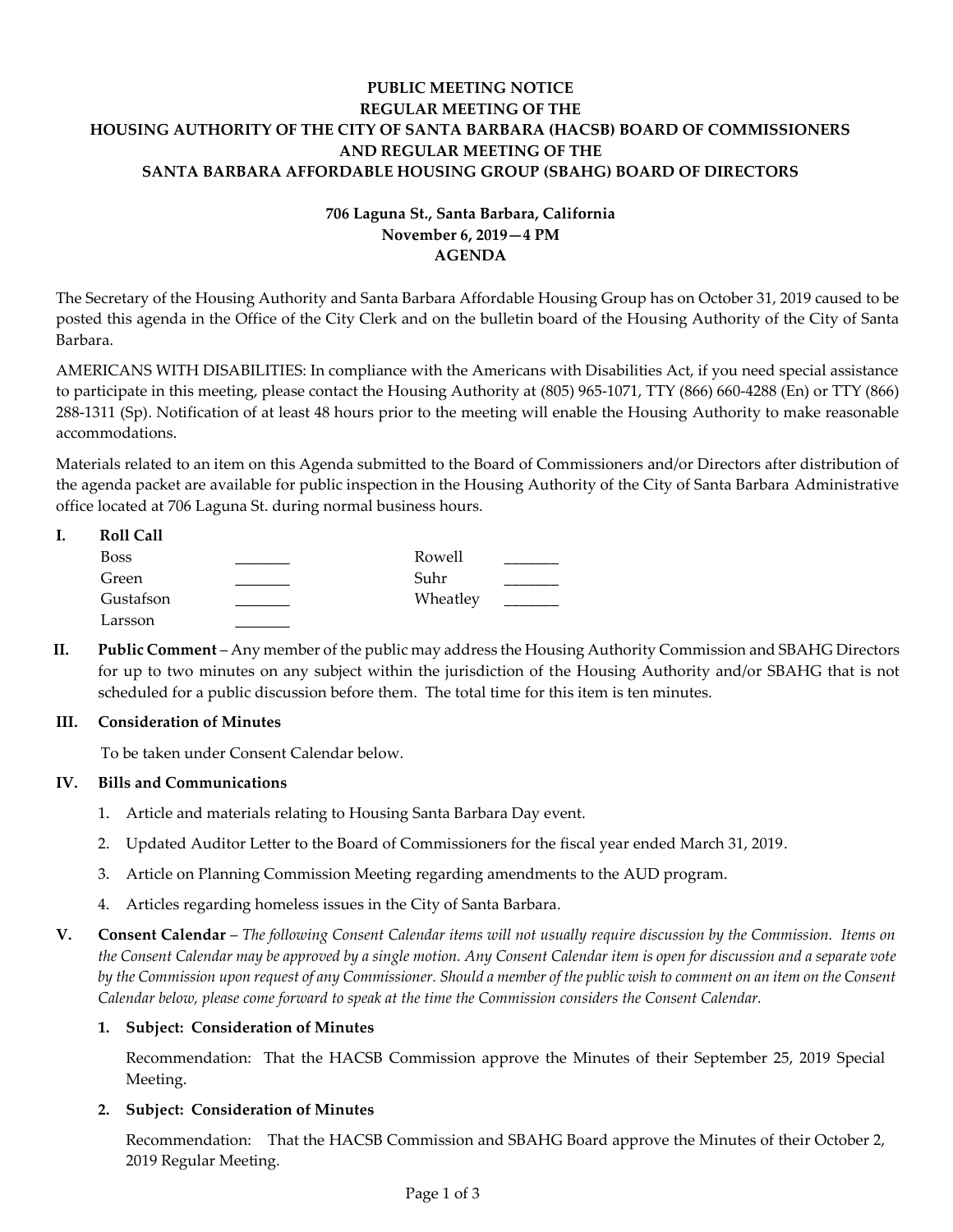**PUBLIC MEETING NOTICE**
**REGULAR MEETING OF THE**
**HOUSING AUTHORITY OF THE CITY OF SANTA BARBARA (HACSB) BOARD OF COMMISSIONERS**
**AND REGULAR MEETING OF THE**
**SANTA BARBARA AFFORDABLE HOUSING GROUP (SBAHG) BOARD OF DIRECTORS**

**706 Laguna St., Santa Barbara, California**
**November 6, 2019—4 PM**
**AGENDA**

The Secretary of the Housing Authority and Santa Barbara Affordable Housing Group has on October 31, 2019 caused to be posted this agenda in the Office of the City Clerk and on the bulletin board of the Housing Authority of the City of Santa Barbara.

AMERICANS WITH DISABILITIES: In compliance with the Americans with Disabilities Act, if you need special assistance to participate in this meeting, please contact the Housing Authority at (805) 965-1071, TTY (866) 660-4288 (En) or TTY (866) 288-1311 (Sp). Notification of at least 48 hours prior to the meeting will enable the Housing Authority to make reasonable accommodations.

Materials related to an item on this Agenda submitted to the Board of Commissioners and/or Directors after distribution of the agenda packet are available for public inspection in the Housing Authority of the City of Santa Barbara Administrative office located at 706 Laguna St. during normal business hours.

**I. Roll Call**

| | | | |
|---|---|---|---|
| Boss | _______ | Rowell | _______ |
| Green | _______ | Suhr | _______ |
| Gustafson | _______ | Wheatley | _______ |
| Larsson | _______ | | |

**II. Public Comment** – Any member of the public may address the Housing Authority Commission and SBAHG Directors for up to two minutes on any subject within the jurisdiction of the Housing Authority and/or SBAHG that is not scheduled for a public discussion before them. The total time for this item is ten minutes.

**III. Consideration of Minutes**

To be taken under Consent Calendar below.

**IV. Bills and Communications**

1. Article and materials relating to Housing Santa Barbara Day event.
2. Updated Auditor Letter to the Board of Commissioners for the fiscal year ended March 31, 2019.
3. Article on Planning Commission Meeting regarding amendments to the AUD program.
4. Articles regarding homeless issues in the City of Santa Barbara.

**V. Consent Calendar** – *The following Consent Calendar items will not usually require discussion by the Commission. Items on the Consent Calendar may be approved by a single motion. Any Consent Calendar item is open for discussion and a separate vote by the Commission upon request of any Commissioner. Should a member of the public wish to comment on an item on the Consent Calendar below, please come forward to speak at the time the Commission considers the Consent Calendar.*

**1. Subject: Consideration of Minutes**

Recommendation: That the HACSB Commission approve the Minutes of their September 25, 2019 Special Meeting.

**2. Subject: Consideration of Minutes**

Recommendation: That the HACSB Commission and SBAHG Board approve the Minutes of their October 2, 2019 Regular Meeting.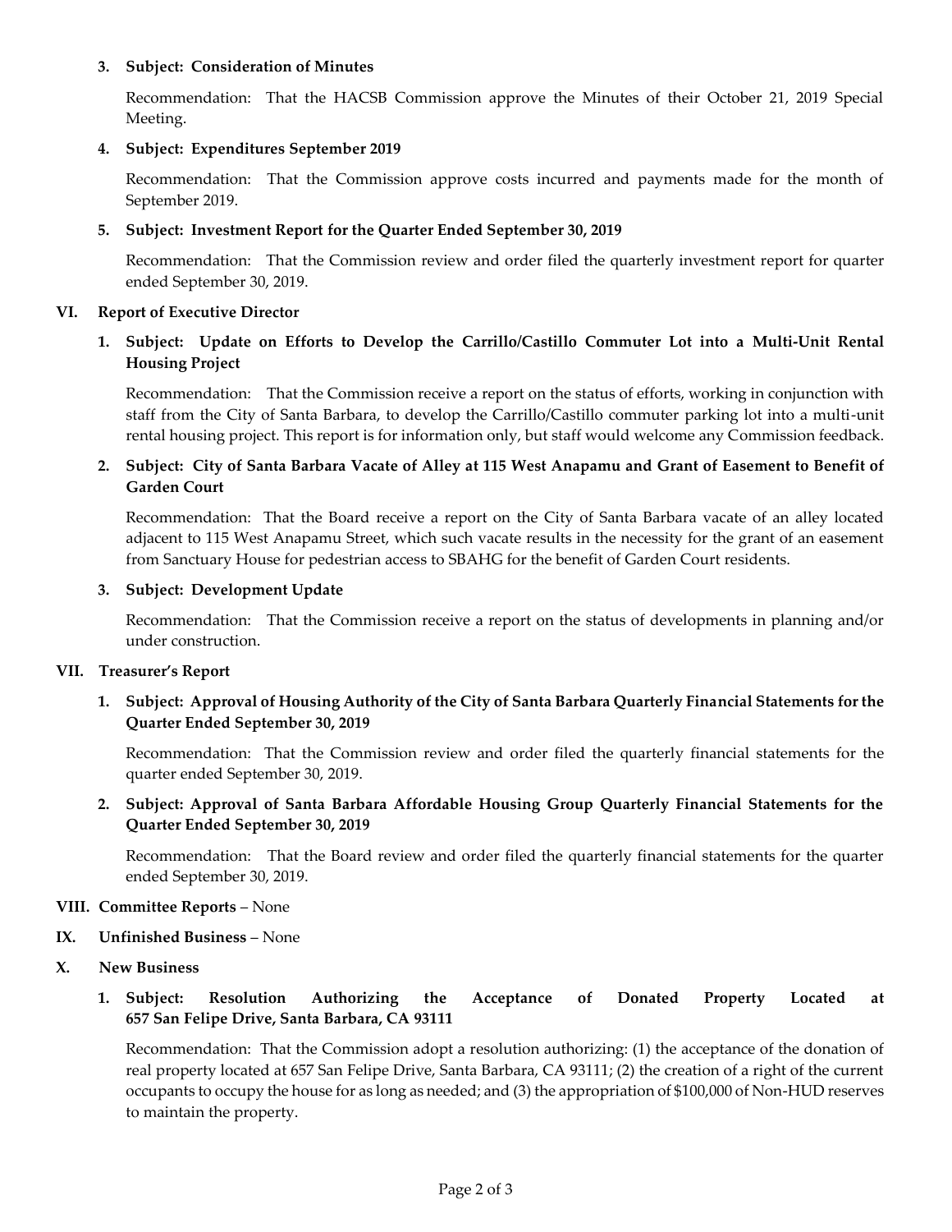3. **Subject: Consideration of Minutes**

   Recommendation: That the HACSB Commission approve the Minutes of their October 21, 2019 Special Meeting.

4. **Subject: Expenditures September 2019**

   Recommendation: That the Commission approve costs incurred and payments made for the month of September 2019.

5. **Subject: Investment Report for the Quarter Ended September 30, 2019**

   Recommendation: That the Commission review and order filed the quarterly investment report for quarter ended September 30, 2019.

**VI. Report of Executive Director**

1. **Subject: Update on Efforts to Develop the Carrillo/Castillo Commuter Lot into a Multi-Unit Rental Housing Project**

   Recommendation: That the Commission receive a report on the status of efforts, working in conjunction with staff from the City of Santa Barbara, to develop the Carrillo/Castillo commuter parking lot into a multi-unit rental housing project. This report is for information only, but staff would welcome any Commission feedback.

2. **Subject: City of Santa Barbara Vacate of Alley at 115 West Anapamu and Grant of Easement to Benefit of Garden Court**

   Recommendation: That the Board receive a report on the City of Santa Barbara vacate of an alley located adjacent to 115 West Anapamu Street, which such vacate results in the necessity for the grant of an easement from Sanctuary House for pedestrian access to SBAHG for the benefit of Garden Court residents.

3. **Subject: Development Update**

   Recommendation: That the Commission receive a report on the status of developments in planning and/or under construction.

**VII. Treasurer's Report**

1. **Subject: Approval of Housing Authority of the City of Santa Barbara Quarterly Financial Statements for the Quarter Ended September 30, 2019**

   Recommendation: That the Commission review and order filed the quarterly financial statements for the quarter ended September 30, 2019.

2. **Subject: Approval of Santa Barbara Affordable Housing Group Quarterly Financial Statements for the Quarter Ended September 30, 2019**

   Recommendation: That the Board review and order filed the quarterly financial statements for the quarter ended September 30, 2019.

**VIII. Committee Reports** – None

**IX. Unfinished Business** – None

**X. New Business**

1. **Subject: Resolution Authorizing the Acceptance of Donated Property Located at 657 San Felipe Drive, Santa Barbara, CA 93111**

   Recommendation: That the Commission adopt a resolution authorizing: (1) the acceptance of the donation of real property located at 657 San Felipe Drive, Santa Barbara, CA 93111; (2) the creation of a right of the current occupants to occupy the house for as long as needed; and (3) the appropriation of $100,000 of Non-HUD reserves to maintain the property.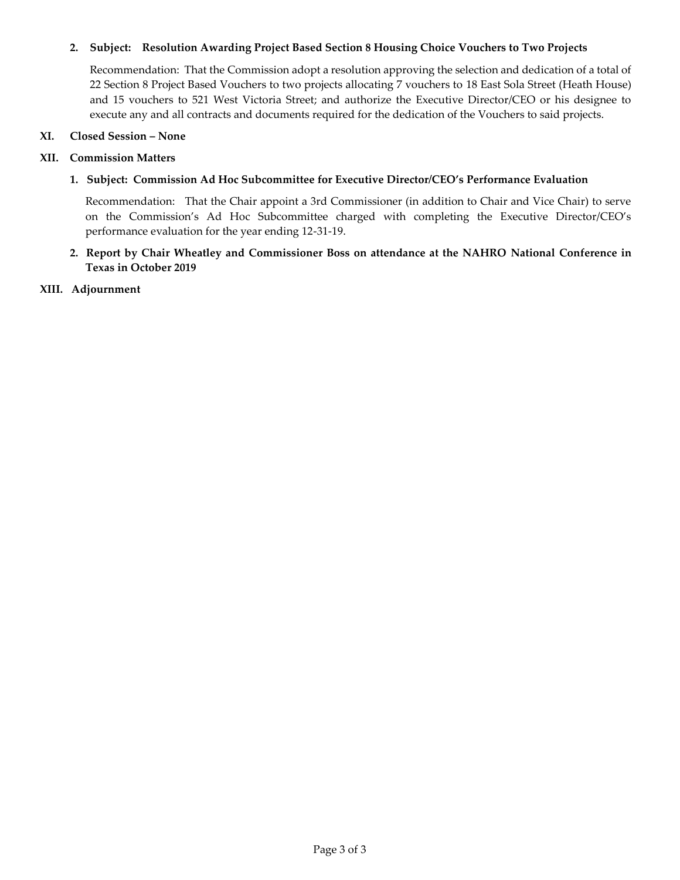2. **Subject: Resolution Awarding Project Based Section 8 Housing Choice Vouchers to Two Projects**

   Recommendation: That the Commission adopt a resolution approving the selection and dedication of a total of 22 Section 8 Project Based Vouchers to two projects allocating 7 vouchers to 18 East Sola Street (Heath House) and 15 vouchers to 521 West Victoria Street; and authorize the Executive Director/CEO or his designee to execute any and all contracts and documents required for the dedication of the Vouchers to said projects.

**XI. Closed Session – None**

**XII. Commission Matters**

1. **Subject: Commission Ad Hoc Subcommittee for Executive Director/CEO's Performance Evaluation**

   Recommendation: That the Chair appoint a 3rd Commissioner (in addition to Chair and Vice Chair) to serve on the Commission's Ad Hoc Subcommittee charged with completing the Executive Director/CEO's performance evaluation for the year ending 12-31-19.

2. **Report by Chair Wheatley and Commissioner Boss on attendance at the NAHRO National Conference in Texas in October 2019**

**XIII. Adjournment**